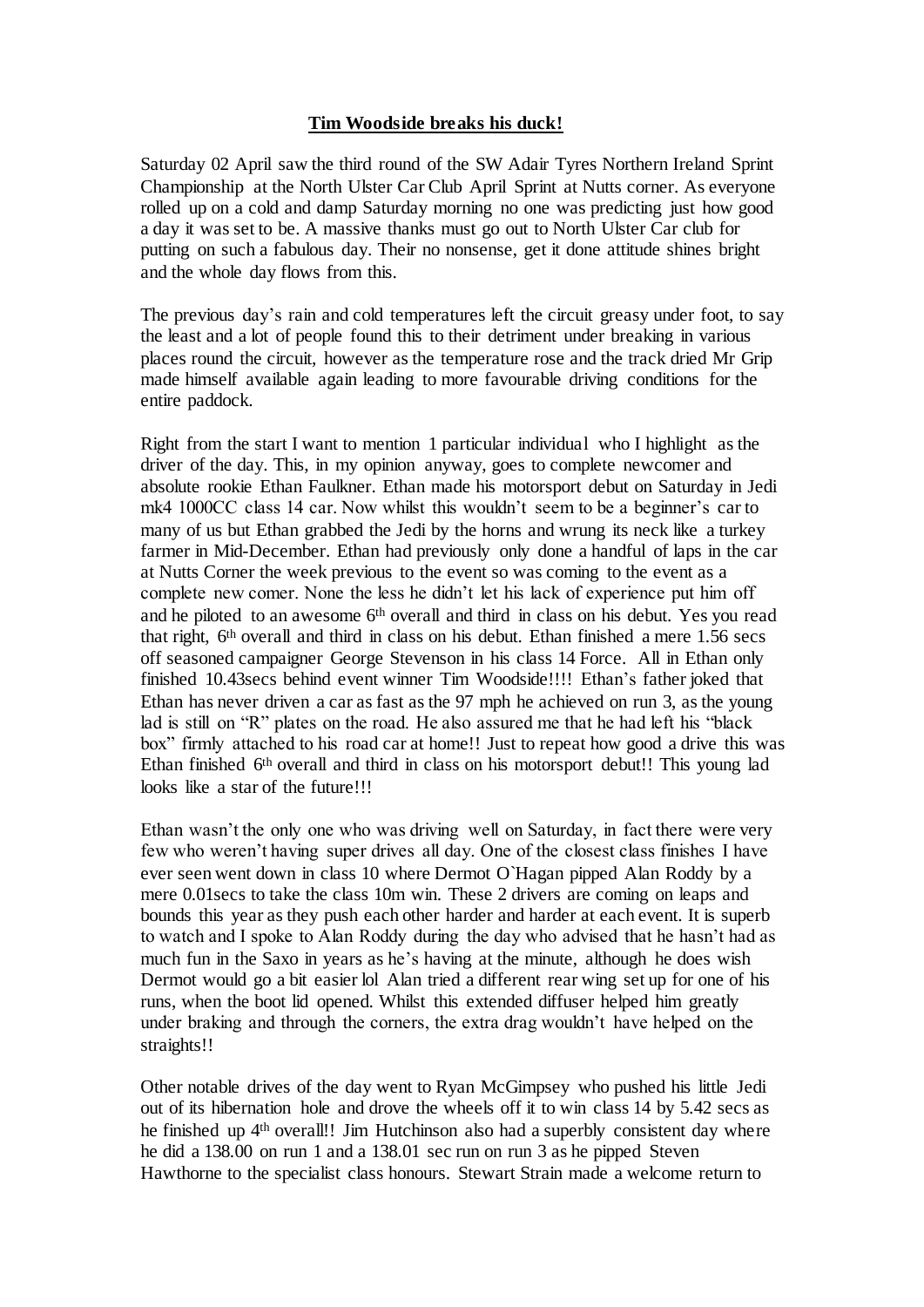## **Tim Woodside breaks his duck!**

Saturday 02 April saw the third round of the SW Adair Tyres Northern Ireland Sprint Championship at the North Ulster Car Club April Sprint at Nutts corner. As everyone rolled up on a cold and damp Saturday morning no one was predicting just how good a day it was set to be. A massive thanks must go out to North Ulster Car club for putting on such a fabulous day. Their no nonsense, get it done attitude shines bright and the whole day flows from this.

The previous day's rain and cold temperatures left the circuit greasy under foot, to say the least and a lot of people found this to their detriment under breaking in various places round the circuit, however as the temperature rose and the track dried Mr Grip made himself available again leading to more favourable driving conditions for the entire paddock.

Right from the start I want to mention 1 particular individual who I highlight as the driver of the day. This, in my opinion anyway, goes to complete newcomer and absolute rookie Ethan Faulkner. Ethan made his motorsport debut on Saturday in Jedi mk4 1000CC class 14 car. Now whilst this wouldn't seem to be a beginner's car to many of us but Ethan grabbed the Jedi by the horns and wrung its neck like a turkey farmer in Mid-December. Ethan had previously only done a handful of laps in the car at Nutts Corner the week previous to the event so was coming to the event as a complete new comer. None the less he didn't let his lack of experience put him off and he piloted to an awesome 6th overall and third in class on his debut. Yes you read that right, 6th overall and third in class on his debut. Ethan finished a mere 1.56 secs off seasoned campaigner George Stevenson in his class 14 Force. All in Ethan only finished 10.43secs behind event winner Tim Woodside!!!! Ethan's father joked that Ethan has never driven a car as fast as the 97 mph he achieved on run 3, as the young lad is still on "R" plates on the road. He also assured me that he had left his "black box" firmly attached to his road car at home!! Just to repeat how good a drive this was Ethan finished 6th overall and third in class on his motorsport debut!! This young lad looks like a star of the future!!!

Ethan wasn't the only one who was driving well on Saturday, in fact there were very few who weren't having super drives all day. One of the closest class finishes I have ever seen went down in class 10 where Dermot O`Hagan pipped Alan Roddy by a mere 0.01secs to take the class 10m win. These 2 drivers are coming on leaps and bounds this year as they push each other harder and harder at each event. It is superb to watch and I spoke to Alan Roddy during the day who advised that he hasn't had as much fun in the Saxo in years as he's having at the minute, although he does wish Dermot would go a bit easier lol Alan tried a different rear wing set up for one of his runs, when the boot lid opened. Whilst this extended diffuser helped him greatly under braking and through the corners, the extra drag wouldn't have helped on the straights!!

Other notable drives of the day went to Ryan McGimpsey who pushed his little Jedi out of its hibernation hole and drove the wheels off it to win class 14 by 5.42 secs as he finished up 4th overall!! Jim Hutchinson also had a superbly consistent day where he did a 138.00 on run 1 and a 138.01 sec run on run 3 as he pipped Steven Hawthorne to the specialist class honours. Stewart Strain made a welcome return to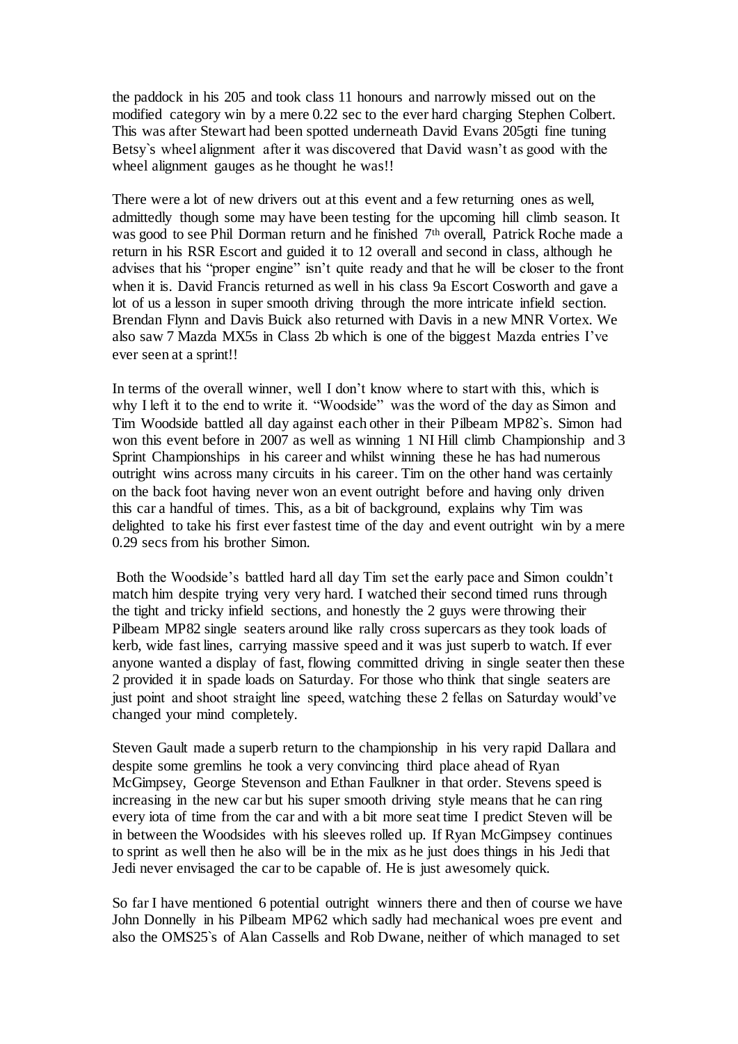the paddock in his 205 and took class 11 honours and narrowly missed out on the modified category win by a mere 0.22 sec to the ever hard charging Stephen Colbert. This was after Stewart had been spotted underneath David Evans 205gti fine tuning Betsy`s wheel alignment after it was discovered that David wasn't as good with the wheel alignment gauges as he thought he was!!

There were a lot of new drivers out at this event and a few returning ones as well, admittedly though some may have been testing for the upcoming hill climb season. It was good to see Phil Dorman return and he finished 7th overall, Patrick Roche made a return in his RSR Escort and guided it to 12 overall and second in class, although he advises that his "proper engine" isn't quite ready and that he will be closer to the front when it is. David Francis returned as well in his class 9a Escort Cosworth and gave a lot of us a lesson in super smooth driving through the more intricate infield section. Brendan Flynn and Davis Buick also returned with Davis in a new MNR Vortex. We also saw 7 Mazda MX5s in Class 2b which is one of the biggest Mazda entries I've ever seen at a sprint!!

In terms of the overall winner, well I don't know where to start with this, which is why I left it to the end to write it. "Woodside" was the word of the day as Simon and Tim Woodside battled all day against each other in their Pilbeam MP82`s. Simon had won this event before in 2007 as well as winning 1 NI Hill climb Championship and 3 Sprint Championships in his career and whilst winning these he has had numerous outright wins across many circuits in his career. Tim on the other hand was certainly on the back foot having never won an event outright before and having only driven this car a handful of times. This, as a bit of background, explains why Tim was delighted to take his first ever fastest time of the day and event outright win by a mere 0.29 secs from his brother Simon.

Both the Woodside's battled hard all day Tim set the early pace and Simon couldn't match him despite trying very very hard. I watched their second timed runs through the tight and tricky infield sections, and honestly the 2 guys were throwing their Pilbeam MP82 single seaters around like rally cross supercars as they took loads of kerb, wide fast lines, carrying massive speed and it was just superb to watch. If ever anyone wanted a display of fast, flowing committed driving in single seater then these 2 provided it in spade loads on Saturday. For those who think that single seaters are just point and shoot straight line speed, watching these 2 fellas on Saturday would've changed your mind completely.

Steven Gault made a superb return to the championship in his very rapid Dallara and despite some gremlins he took a very convincing third place ahead of Ryan McGimpsey, George Stevenson and Ethan Faulkner in that order. Stevens speed is increasing in the new car but his super smooth driving style means that he can ring every iota of time from the car and with a bit more seat time I predict Steven will be in between the Woodsides with his sleeves rolled up. If Ryan McGimpsey continues to sprint as well then he also will be in the mix as he just does things in his Jedi that Jedi never envisaged the car to be capable of. He is just awesomely quick.

So far I have mentioned 6 potential outright winners there and then of course we have John Donnelly in his Pilbeam MP62 which sadly had mechanical woes pre event and also the OMS25`s of Alan Cassells and Rob Dwane, neither of which managed to set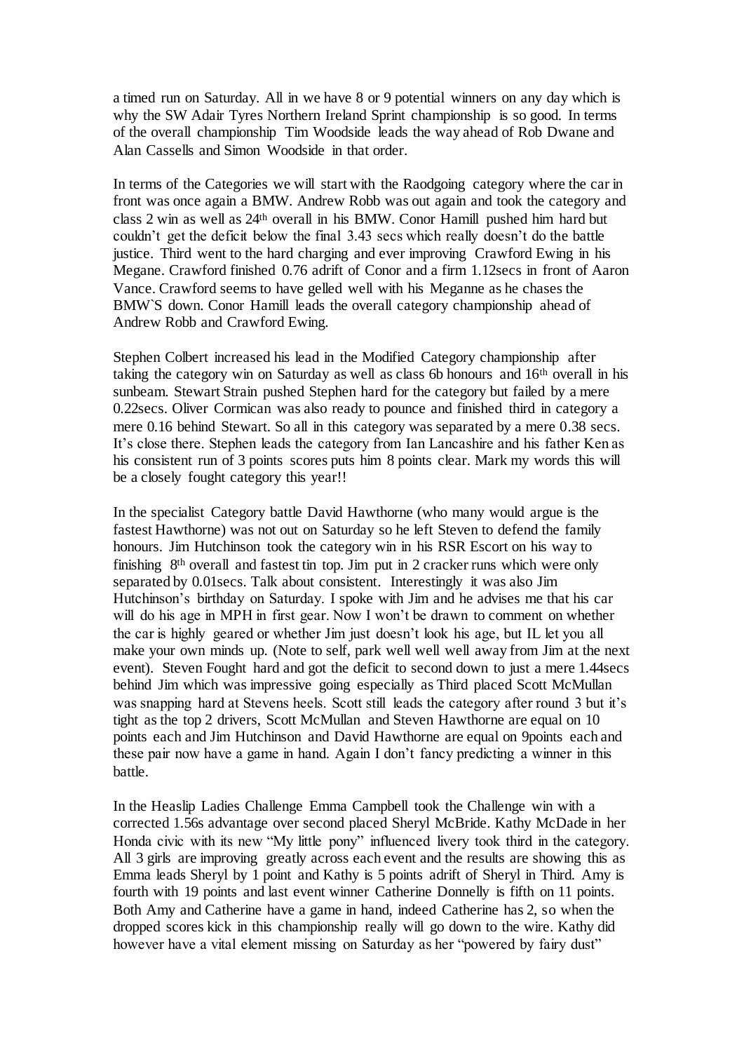a timed run on Saturday. All in we have 8 or 9 potential winners on any day which is why the SW Adair Tyres Northern Ireland Sprint championship is so good. In terms of the overall championship Tim Woodside leads the way ahead of Rob Dwane and Alan Cassells and Simon Woodside in that order.

In terms of the Categories we will start with the Raodgoing category where the car in front was once again a BMW. Andrew Robb was out again and took the category and class 2 win as well as 24th overall in his BMW. Conor Hamill pushed him hard but couldn't get the deficit below the final 3.43 secs which really doesn't do the battle justice. Third went to the hard charging and ever improving Crawford Ewing in his Megane. Crawford finished 0.76 adrift of Conor and a firm 1.12secs in front of Aaron Vance. Crawford seems to have gelled well with his Meganne as he chases the BMW`S down. Conor Hamill leads the overall category championship ahead of Andrew Robb and Crawford Ewing.

Stephen Colbert increased his lead in the Modified Category championship after taking the category win on Saturday as well as class 6b honours and 16th overall in his sunbeam. Stewart Strain pushed Stephen hard for the category but failed by a mere 0.22secs. Oliver Cormican was also ready to pounce and finished third in category a mere 0.16 behind Stewart. So all in this category was separated by a mere 0.38 secs. It's close there. Stephen leads the category from Ian Lancashire and his father Ken as his consistent run of 3 points scores puts him 8 points clear. Mark my words this will be a closely fought category this year!!

In the specialist Category battle David Hawthorne (who many would argue is the fastest Hawthorne) was not out on Saturday so he left Steven to defend the family honours. Jim Hutchinson took the category win in his RSR Escort on his way to finishing 8th overall and fastest tin top. Jim put in 2 cracker runs which were only separated by 0.01secs. Talk about consistent. Interestingly it was also Jim Hutchinson's birthday on Saturday. I spoke with Jim and he advises me that his car will do his age in MPH in first gear. Now I won't be drawn to comment on whether the car is highly geared or whether Jim just doesn't look his age, but IL let you all make your own minds up. (Note to self, park well well well away from Jim at the next event). Steven Fought hard and got the deficit to second down to just a mere 1.44secs behind Jim which was impressive going especially as Third placed Scott McMullan was snapping hard at Stevens heels. Scott still leads the category after round 3 but it's tight as the top 2 drivers, Scott McMullan and Steven Hawthorne are equal on 10 points each and Jim Hutchinson and David Hawthorne are equal on 9points each and these pair now have a game in hand. Again I don't fancy predicting a winner in this battle.

In the Heaslip Ladies Challenge Emma Campbell took the Challenge win with a corrected 1.56s advantage over second placed Sheryl McBride. Kathy McDade in her Honda civic with its new "My little pony" influenced livery took third in the category. All 3 girls are improving greatly across each event and the results are showing this as Emma leads Sheryl by 1 point and Kathy is 5 points adrift of Sheryl in Third. Amy is fourth with 19 points and last event winner Catherine Donnelly is fifth on 11 points. Both Amy and Catherine have a game in hand, indeed Catherine has 2, so when the dropped scores kick in this championship really will go down to the wire. Kathy did however have a vital element missing on Saturday as her "powered by fairy dust"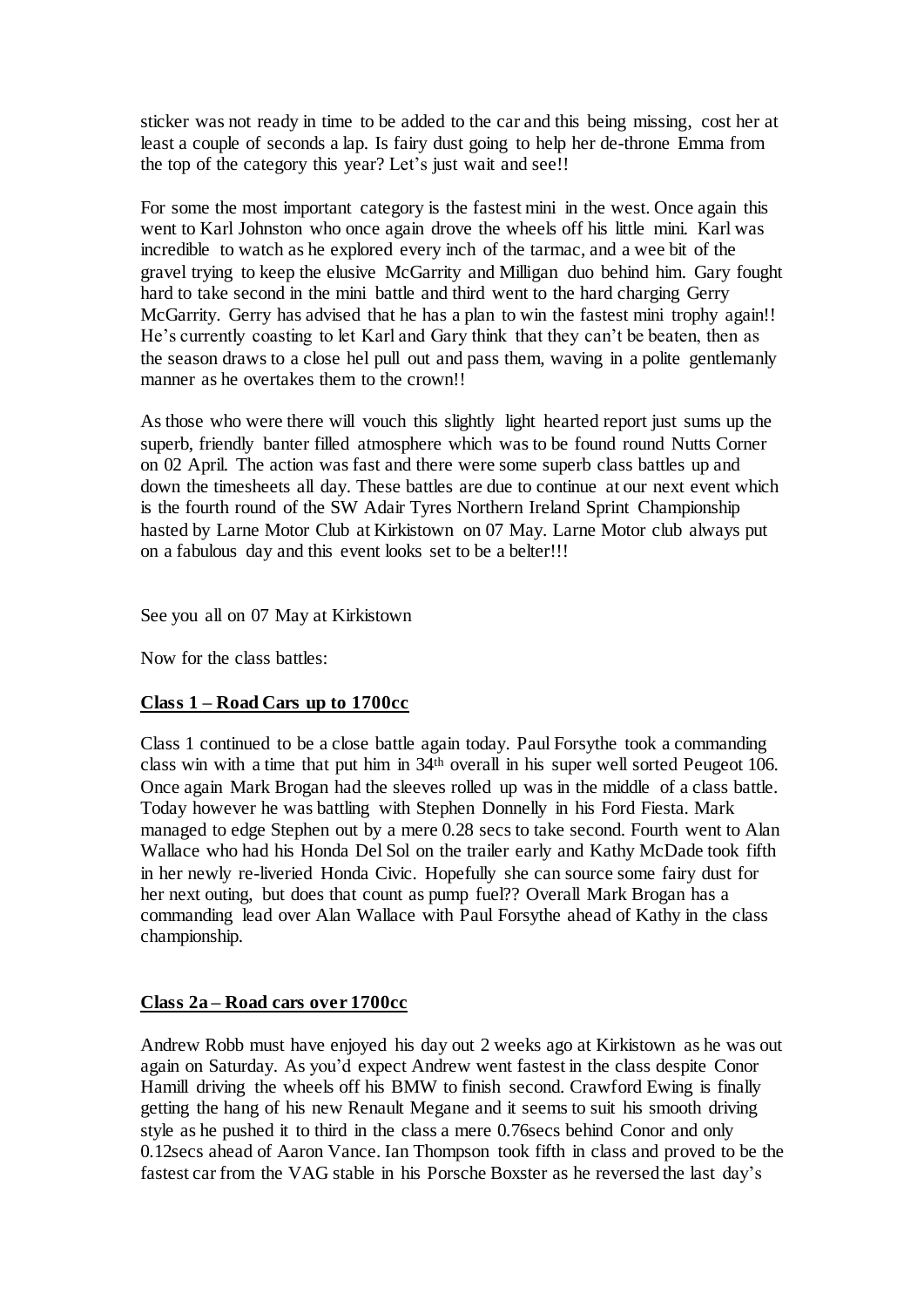sticker was not ready in time to be added to the car and this being missing, cost her at least a couple of seconds a lap. Is fairy dust going to help her de-throne Emma from the top of the category this year? Let's just wait and see!!

For some the most important category is the fastest mini in the west. Once again this went to Karl Johnston who once again drove the wheels off his little mini. Karl was incredible to watch as he explored every inch of the tarmac, and a wee bit of the gravel trying to keep the elusive McGarrity and Milligan duo behind him. Gary fought hard to take second in the mini battle and third went to the hard charging Gerry McGarrity. Gerry has advised that he has a plan to win the fastest mini trophy again!! He's currently coasting to let Karl and Gary think that they can't be beaten, then as the season draws to a close hel pull out and pass them, waving in a polite gentlemanly manner as he overtakes them to the crown!!

As those who were there will vouch this slightly light hearted report just sums up the superb, friendly banter filled atmosphere which was to be found round Nutts Corner on 02 April. The action was fast and there were some superb class battles up and down the timesheets all day. These battles are due to continue at our next event which is the fourth round of the SW Adair Tyres Northern Ireland Sprint Championship hasted by Larne Motor Club at Kirkistown on 07 May. Larne Motor club always put on a fabulous day and this event looks set to be a belter!!!

See you all on 07 May at Kirkistown

Now for the class battles:

**Class 1 – Road Cars up to 1700cc**

Class 1 continued to be a close battle again today. Paul Forsythe took a commanding class win with a time that put him in 34th overall in his super well sorted Peugeot 106. Once again Mark Brogan had the sleeves rolled up was in the middle of a class battle. Today however he was battling with Stephen Donnelly in his Ford Fiesta. Mark managed to edge Stephen out by a mere 0.28 secs to take second. Fourth went to Alan Wallace who had his Honda Del Sol on the trailer early and Kathy McDade took fifth in her newly re-liveried Honda Civic. Hopefully she can source some fairy dust for her next outing, but does that count as pump fuel?? Overall Mark Brogan has a commanding lead over Alan Wallace with Paul Forsythe ahead of Kathy in the class championship.

**Class 2a – Road cars over 1700cc**

Andrew Robb must have enjoyed his day out 2 weeks ago at Kirkistown as he was out again on Saturday. As you'd expect Andrew went fastest in the class despite Conor Hamill driving the wheels off his BMW to finish second. Crawford Ewing is finally getting the hang of his new Renault Megane and it seems to suit his smooth driving style as he pushed it to third in the class a mere 0.76secs behind Conor and only 0.12secs ahead of Aaron Vance. Ian Thompson took fifth in class and proved to be the fastest car from the VAG stable in his Porsche Boxster as he reversed the last day's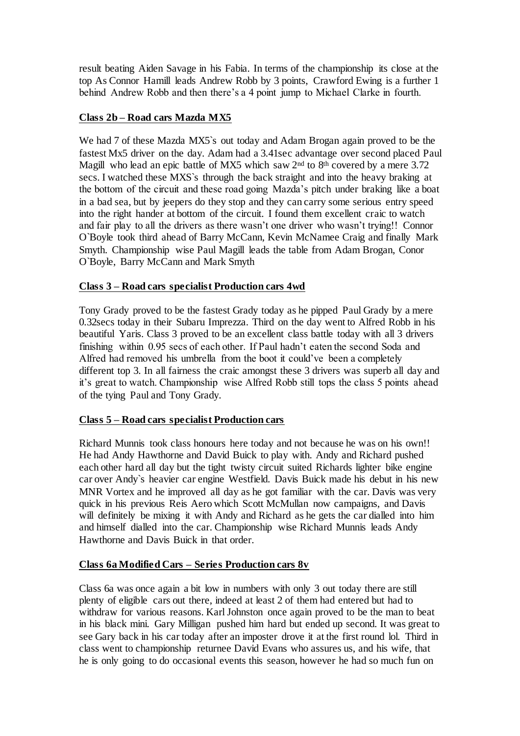result beating Aiden Savage in his Fabia. In terms of the championship its close at the top As Connor Hamill leads Andrew Robb by 3 points, Crawford Ewing is a further 1 behind Andrew Robb and then there's a 4 point jump to Michael Clarke in fourth.

## Class 2b – Road cars Mazda MX5

We had 7 of these Mazda MX5`s out today and Adam Brogan again proved to be the fastest Mx5 driver on the day. Adam had a 3.41sec advantage over second placed Paul Magill who lead an epic battle of MX5 which saw 2nd to 8th covered by a mere 3.72 secs. I watched these MXS`s through the back straight and into the heavy braking at the bottom of the circuit and these road going Mazda's pitch under braking like a boat in a bad sea, but by jeepers do they stop and they can carry some serious entry speed into the right hander at bottom of the circuit. I found them excellent craic to watch and fair play to all the drivers as there wasn't one driver who wasn't trying!! Connor O`Boyle took third ahead of Barry McCann, Kevin McNamee Craig and finally Mark Smyth. Championship wise Paul Magill leads the table from Adam Brogan, Conor O`Boyle, Barry McCann and Mark Smyth

## Class 3 – Road cars specialist Production cars 4wd

Tony Grady proved to be the fastest Grady today as he pipped Paul Grady by a mere 0.32secs today in their Subaru Imprezza. Third on the day went to Alfred Robb in his beautiful Yaris. Class 3 proved to be an excellent class battle today with all 3 drivers finishing within 0.95 secs of each other. If Paul hadn't eaten the second Soda and Alfred had removed his umbrella from the boot it could've been a completely different top 3. In all fairness the craic amongst these 3 drivers was superb all day and it's great to watch. Championship wise Alfred Robb still tops the class 5 points ahead of the tying Paul and Tony Grady.

## Class 5 – Road cars specialist Production cars

Richard Munnis took class honours here today and not because he was on his own!! He had Andy Hawthorne and David Buick to play with. Andy and Richard pushed each other hard all day but the tight twisty circuit suited Richards lighter bike engine car over Andy`s heavier car engine Westfield. Davis Buick made his debut in his new MNR Vortex and he improved all day as he got familiar with the car. Davis was very quick in his previous Reis Aero which Scott McMullan now campaigns, and Davis will definitely be mixing it with Andy and Richard as he gets the car dialled into him and himself dialled into the car. Championship wise Richard Munnis leads Andy Hawthorne and Davis Buick in that order.

## Class 6a Modified Cars – Series Production cars 8v

Class 6a was once again a bit low in numbers with only 3 out today there are still plenty of eligible cars out there, indeed at least 2 of them had entered but had to withdraw for various reasons. Karl Johnston once again proved to be the man to beat in his black mini. Gary Milligan pushed him hard but ended up second. It was great to see Gary back in his car today after an imposter drove it at the first round lol. Third in class went to championship returnee David Evans who assures us, and his wife, that he is only going to do occasional events this season, however he had so much fun on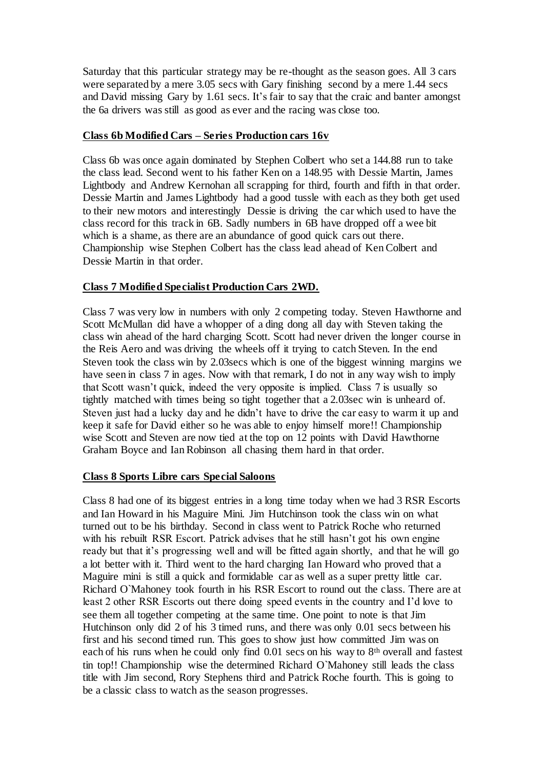Saturday that this particular strategy may be re-thought as the season goes. All 3 cars were separated by a mere 3.05 secs with Gary finishing second by a mere 1.44 secs and David missing Gary by 1.61 secs. It's fair to say that the craic and banter amongst the 6a drivers was still as good as ever and the racing was close too.

**Class 6b Modified Cars – Series Production cars 16v**

Class 6b was once again dominated by Stephen Colbert who set a 144.88 run to take the class lead. Second went to his father Ken on a 148.95 with Dessie Martin, James Lightbody and Andrew Kernohan all scrapping for third, fourth and fifth in that order. Dessie Martin and James Lightbody had a good tussle with each as they both get used to their new motors and interestingly Dessie is driving the car which used to have the class record for this track in 6B. Sadly numbers in 6B have dropped off a wee bit which is a shame, as there are an abundance of good quick cars out there. Championship wise Stephen Colbert has the class lead ahead of Ken Colbert and Dessie Martin in that order.

**Class 7 Modified Specialist Production Cars 2WD.**

Class 7 was very low in numbers with only 2 competing today. Steven Hawthorne and Scott McMullan did have a whopper of a ding dong all day with Steven taking the class win ahead of the hard charging Scott. Scott had never driven the longer course in the Reis Aero and was driving the wheels off it trying to catch Steven. In the end Steven took the class win by 2.03secs which is one of the biggest winning margins we have seen in class 7 in ages. Now with that remark, I do not in any way wish to imply that Scott wasn't quick, indeed the very opposite is implied. Class 7 is usually so tightly matched with times being so tight together that a 2.03sec win is unheard of. Steven just had a lucky day and he didn't have to drive the car easy to warm it up and keep it safe for David either so he was able to enjoy himself more!! Championship wise Scott and Steven are now tied at the top on 12 points with David Hawthorne Graham Boyce and Ian Robinson all chasing them hard in that order.

**Class 8 Sports Libre cars Special Saloons**

Class 8 had one of its biggest entries in a long time today when we had 3 RSR Escorts and Ian Howard in his Maguire Mini. Jim Hutchinson took the class win on what turned out to be his birthday. Second in class went to Patrick Roche who returned with his rebuilt RSR Escort. Patrick advises that he still hasn't got his own engine ready but that it's progressing well and will be fitted again shortly, and that he will go a lot better with it. Third went to the hard charging Ian Howard who proved that a Maguire mini is still a quick and formidable car as well as a super pretty little car. Richard O`Mahoney took fourth in his RSR Escort to round out the class. There are at least 2 other RSR Escorts out there doing speed events in the country and I'd love to see them all together competing at the same time. One point to note is that Jim Hutchinson only did 2 of his 3 timed runs, and there was only 0.01 secs between his first and his second timed run. This goes to show just how committed Jim was on each of his runs when he could only find 0.01 secs on his way to 8th overall and fastest tin top!! Championship wise the determined Richard O`Mahoney still leads the class title with Jim second, Rory Stephens third and Patrick Roche fourth. This is going to be a classic class to watch as the season progresses.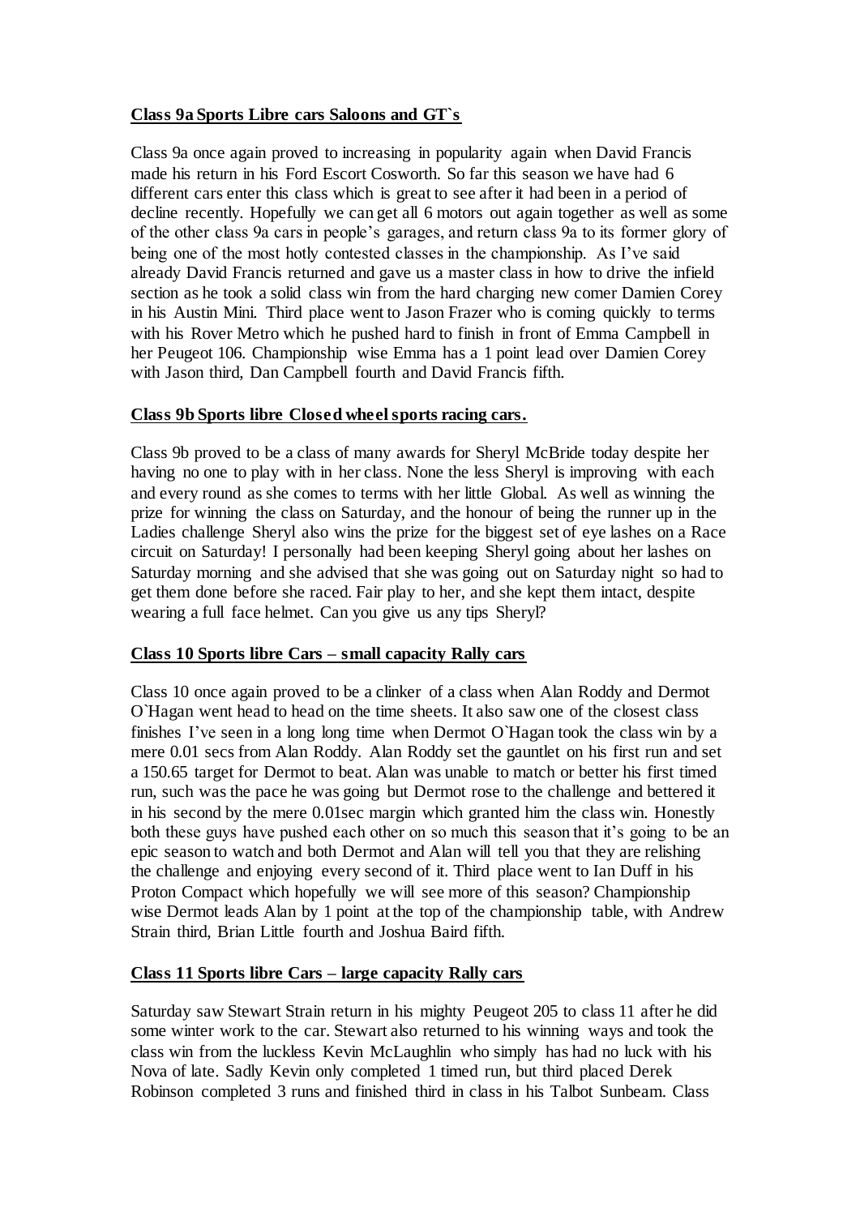**Class 9a Sports Libre cars Saloons and GT`s**

Class 9a once again proved to increasing in popularity again when David Francis made his return in his Ford Escort Cosworth. So far this season we have had 6 different cars enter this class which is great to see after it had been in a period of decline recently. Hopefully we can get all 6 motors out again together as well as some of the other class 9a cars in people's garages, and return class 9a to its former glory of being one of the most hotly contested classes in the championship. As I've said already David Francis returned and gave us a master class in how to drive the infield section as he took a solid class win from the hard charging new comer Damien Corey in his Austin Mini. Third place went to Jason Frazer who is coming quickly to terms with his Rover Metro which he pushed hard to finish in front of Emma Campbell in her Peugeot 106. Championship wise Emma has a 1 point lead over Damien Corey with Jason third, Dan Campbell fourth and David Francis fifth.

**Class 9b Sports libre Closed wheel sports racing cars.**

Class 9b proved to be a class of many awards for Sheryl McBride today despite her having no one to play with in her class. None the less Sheryl is improving with each and every round as she comes to terms with her little Global. As well as winning the prize for winning the class on Saturday, and the honour of being the runner up in the Ladies challenge Sheryl also wins the prize for the biggest set of eye lashes on a Race circuit on Saturday! I personally had been keeping Sheryl going about her lashes on Saturday morning and she advised that she was going out on Saturday night so had to get them done before she raced. Fair play to her, and she kept them intact, despite wearing a full face helmet. Can you give us any tips Sheryl?

**Class 10 Sports libre Cars – small capacity Rally cars**

Class 10 once again proved to be a clinker of a class when Alan Roddy and Dermot O`Hagan went head to head on the time sheets. It also saw one of the closest class finishes I've seen in a long long time when Dermot O`Hagan took the class win by a mere 0.01 secs from Alan Roddy. Alan Roddy set the gauntlet on his first run and set a 150.65 target for Dermot to beat. Alan was unable to match or better his first timed run, such was the pace he was going but Dermot rose to the challenge and bettered it in his second by the mere 0.01sec margin which granted him the class win. Honestly both these guys have pushed each other on so much this season that it's going to be an epic season to watch and both Dermot and Alan will tell you that they are relishing the challenge and enjoying every second of it. Third place went to Ian Duff in his Proton Compact which hopefully we will see more of this season? Championship wise Dermot leads Alan by 1 point at the top of the championship table, with Andrew Strain third, Brian Little fourth and Joshua Baird fifth.

**Class 11 Sports libre Cars – large capacity Rally cars**

Saturday saw Stewart Strain return in his mighty Peugeot 205 to class 11 after he did some winter work to the car. Stewart also returned to his winning ways and took the class win from the luckless Kevin McLaughlin who simply has had no luck with his Nova of late. Sadly Kevin only completed 1 timed run, but third placed Derek Robinson completed 3 runs and finished third in class in his Talbot Sunbeam. Class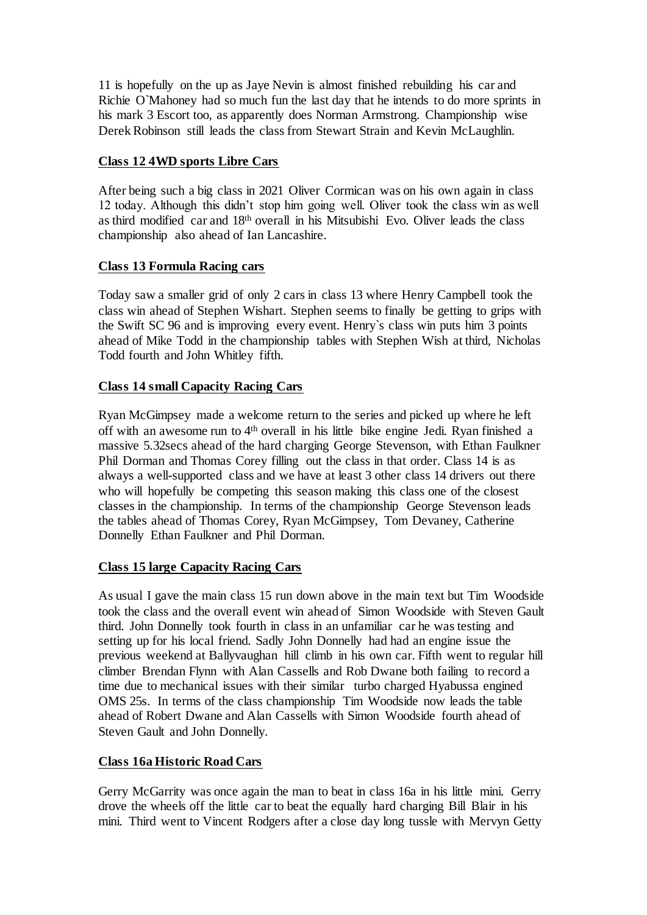11 is hopefully on the up as Jaye Nevin is almost finished rebuilding his car and Richie O`Mahoney had so much fun the last day that he intends to do more sprints in his mark 3 Escort too, as apparently does Norman Armstrong. Championship wise Derek Robinson still leads the class from Stewart Strain and Kevin McLaughlin.

**Class 12 4WD sports Libre Cars**

After being such a big class in 2021 Oliver Cormican was on his own again in class 12 today. Although this didn't stop him going well. Oliver took the class win as well as third modified car and 18th overall in his Mitsubishi Evo. Oliver leads the class championship also ahead of Ian Lancashire.

**Class 13 Formula Racing cars**

Today saw a smaller grid of only 2 cars in class 13 where Henry Campbell took the class win ahead of Stephen Wishart. Stephen seems to finally be getting to grips with the Swift SC 96 and is improving every event. Henry`s class win puts him 3 points ahead of Mike Todd in the championship tables with Stephen Wish at third, Nicholas Todd fourth and John Whitley fifth.

**Class 14 small Capacity Racing Cars**

Ryan McGimpsey made a welcome return to the series and picked up where he left off with an awesome run to 4th overall in his little bike engine Jedi. Ryan finished a massive 5.32secs ahead of the hard charging George Stevenson, with Ethan Faulkner Phil Dorman and Thomas Corey filling out the class in that order. Class 14 is as always a well-supported class and we have at least 3 other class 14 drivers out there who will hopefully be competing this season making this class one of the closest classes in the championship. In terms of the championship George Stevenson leads the tables ahead of Thomas Corey, Ryan McGimpsey, Tom Devaney, Catherine Donnelly Ethan Faulkner and Phil Dorman.

**Class 15 large Capacity Racing Cars**

As usual I gave the main class 15 run down above in the main text but Tim Woodside took the class and the overall event win ahead of Simon Woodside with Steven Gault third. John Donnelly took fourth in class in an unfamiliar car he was testing and setting up for his local friend. Sadly John Donnelly had had an engine issue the previous weekend at Ballyvaughan hill climb in his own car. Fifth went to regular hill climber Brendan Flynn with Alan Cassells and Rob Dwane both failing to record a time due to mechanical issues with their similar turbo charged Hyabussa engined OMS 25s. In terms of the class championship Tim Woodside now leads the table ahead of Robert Dwane and Alan Cassells with Simon Woodside fourth ahead of Steven Gault and John Donnelly.

**Class 16a Historic Road Cars**

Gerry McGarrity was once again the man to beat in class 16a in his little mini. Gerry drove the wheels off the little car to beat the equally hard charging Bill Blair in his mini. Third went to Vincent Rodgers after a close day long tussle with Mervyn Getty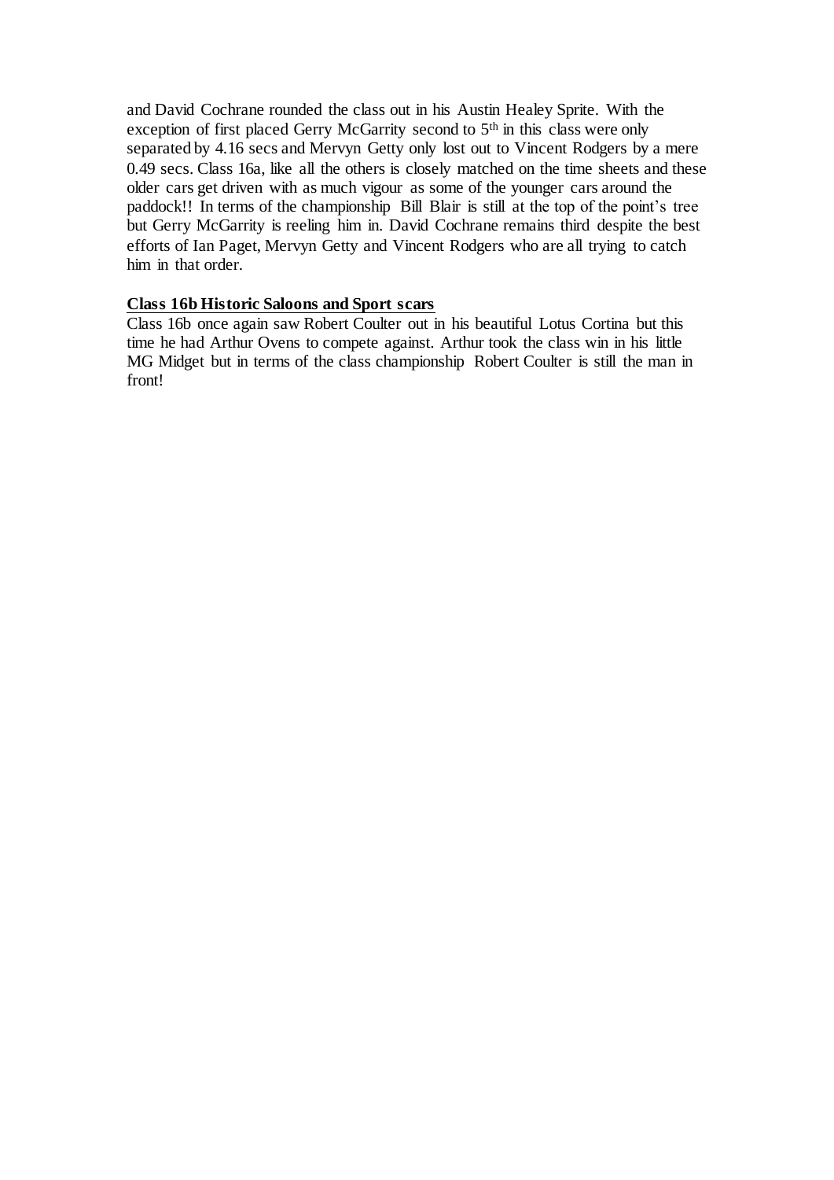and David Cochrane rounded the class out in his Austin Healey Sprite. With the exception of first placed Gerry McGarrity second to 5th in this class were only separated by 4.16 secs and Mervyn Getty only lost out to Vincent Rodgers by a mere 0.49 secs. Class 16a, like all the others is closely matched on the time sheets and these older cars get driven with as much vigour as some of the younger cars around the paddock!! In terms of the championship Bill Blair is still at the top of the point's tree but Gerry McGarrity is reeling him in. David Cochrane remains third despite the best efforts of Ian Paget, Mervyn Getty and Vincent Rodgers who are all trying to catch him in that order.

**Class 16b Historic Saloons and Sport scars**

Class 16b once again saw Robert Coulter out in his beautiful Lotus Cortina but this time he had Arthur Ovens to compete against. Arthur took the class win in his little MG Midget but in terms of the class championship Robert Coulter is still the man in front!